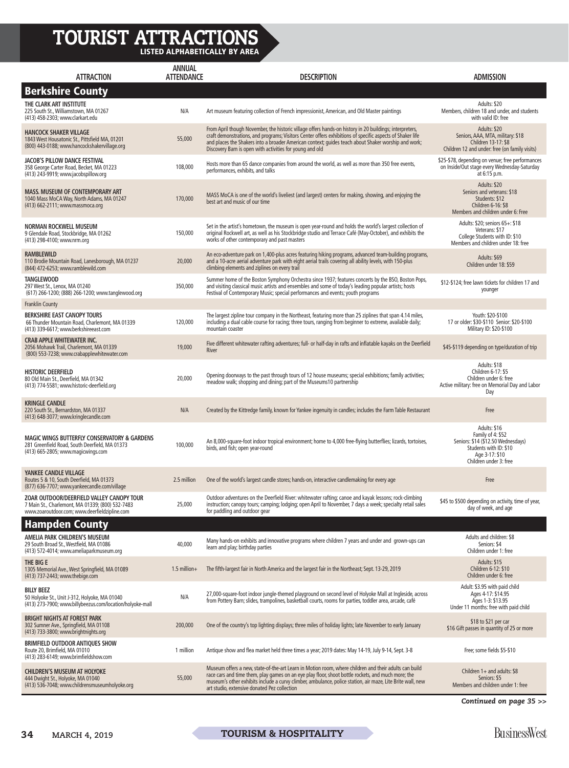# TOURIST ATTRACTIONS

LISTED ALPHABETICALLY BY AREA

| ATTRACTION | ANNUAL ATTENDANCE | DESCRIPTION | ADMISSION |
|---|---|---|---|
| **Berkshire County** | | | |
| **THE CLARK ART INSTITUTE** 225 South St., Williamstown, MA 01267 (413) 458-2303; www.clarkart.edu | N/A | Art museum featuring collection of French impressionist, American, and Old Master paintings | Adults: $20 Members, children 18 and under, and students with valid ID: free |
| **HANCOCK SHAKER VILLAGE** 1843 West Housatonic St., Pittsfield MA, 01201 (800) 443-0188; www.hancockshakervillage.org | 55,000 | From April though November, the historic village offers hands-on history in 20 buildings; interpreters, craft demonstrations, and programs; Visitors Center offers exhibitions of specific aspects of Shaker life and places the Shakers into a broader American context; guides teach about Shaker worship and work; Discovery Barn is open with activities for young and old | Adults: $20 Seniors, AAA, MTA, military: $18 Children 13-17: $8 Children 12 and under: free (on family visits) |
| **JACOB'S PILLOW DANCE FESTIVAL** 358 George Carter Road, Becket, MA 01223 (413) 243-9919; www.jacobspillow.org | 108,000 | Hosts more than 65 dance companies from around the world, as well as more than 350 free events, performances, exhibits, and talks | $25-$78, depending on venue; free performances on Inside/Out stage every Wednesday-Saturday at 6:15 p.m. |
| **MASS. MUSEUM OF CONTEMPORARY ART** 1040 Mass MoCA Way, North Adams, MA 01247 (413) 662-2111; www.massmoca.org | 170,000 | MASS MoCA is one of the world's liveliest (and largest) centers for making, showing, and enjoying the best art and music of our time | Adults: $20 Seniors and veterans: $18 Students: $12 Children 6-16: $8 Members and children under 6: Free |
| **NORMAN ROCKWELL MUSEUM** 9 Glendale Road, Stockbridge, MA 01262 (413) 298-4100; www.nrm.org | 150,000 | Set in the artist's hometown, the museum is open year-round and holds the world's largest collection of original Rockwell art, as well as his Stockbridge studio and Terrace Café (May-October), and exhibits the works of other contemporary and past masters | Adults: $20; seniors 65+: $18 Veterans: $17 College Students with ID: $10 Members and children under 18: free |
| **RAMBLEWILD** 110 Brodie Mountain Road, Lanesborough, MA 01237 (844) 472-6253; www.ramblewild.com | 20,000 | An eco-adventure park on 1,400-plus acres featuring hiking programs, advanced team-building programs, and a 10-acre aerial adventure park with eight aerial trails covering all ability levels, with 150-plus climbing elements and ziplines on every trail | Adults: $69 Children under 18: $59 |
| **TANGLEWOOD** 297 West St., Lenox, MA 01240 (617) 266-1200; (888) 266-1200; www.tanglewood.org | 350,000 | Summer home of the Boston Symphony Orchestra since 1937; features concerts by the BSO, Boston Pops, and visiting classical music artists and ensembles and some of today's leading popular artists; hosts Festival of Contemporary Music; special performances and events; youth programs | $12-$124; free lawn tickets for children 17 and younger |
| Franklin County | | | |
| **BERKSHIRE EAST CANOPY TOURS** 66 Thunder Mountain Road, Charlemont, MA 01339 (413) 339-6617; www.berkshireeast.com | 120,000 | The largest zipline tour company in the Northeast, featuring more than 25 ziplines that span 4.14 miles, including a dual cable course for racing; three tours, ranging from beginner to extreme, available daily; mountain coaster | Youth: $20-$100 17 or older: $30-$110 Senior: $20-$100 Military ID: $20-$100 |
| **CRAB APPLE WHITEWATER INC.** 2056 Mohawk Trail, Charlemont, MA 01339 (800) 553-7238; www.crabapplewhitewater.com | 19,000 | Five different whitewater rafting adventures; full- or half-day in rafts and inflatable kayaks on the Deerfield River | $45-$119 depending on type/duration of trip |
| **HISTORIC DEERFIELD** 80 Old Main St., Deerfield, MA 01342 (413) 774-5581; www.historic-deerfield.org | 20,000 | Opening doorways to the past through tours of 12 house museums; special exhibitions; family activities; meadow walk; shopping and dining; part of the Museums10 partnership | Adults: $18 Children 6-17: $5 Children under 6: free Active military: free on Memorial Day and Labor Day |
| **KRINGLE CANDLE** 220 South St., Bernardston, MA 01337 (413) 648-3077; www.kringlecandle.com | N/A | Created by the Kittredge family, known for Yankee ingenuity in candles; includes the Farm Table Restaurant | Free |
| **MAGIC WINGS BUTTERFLY CONSERVATORY & GARDENS** 281 Greenfield Road, South Deerfield, MA 01373 (413) 665-2805; www.magicwings.com | 100,000 | An 8,000-square-foot indoor tropical environment; home to 4,000 free-flying butterflies; lizards, tortoises, birds, and fish; open year-round | Adults: $16 Family of 4: $52 Seniors: $14 ($12.50 Wednesdays) Students with ID: $10 Age 3-17: $10 Children under 3: free |
| **YANKEE CANDLE VILLAGE** Routes 5 & 10, South Deerfield, MA 01373 (877) 636-7707; www.yankeecandle.com/village | 2.5 million | One of the world's largest candle stores; hands-on, interactive candlemaking for every age | Free |
| **ZOAR OUTDOOR/DEERFIELD VALLEY CANOPY TOUR** 7 Main St., Charlemont, MA 01339; (800) 532-7483 www.zoaroutdoor.com; www.deerfieldzipline.com | 25,000 | Outdoor adventures on the Deerfield River: whitewater rafting; canoe and kayak lessons; rock-climbing instruction; canopy tours; camping; lodging; open April to November, 7 days a week; specialty retail sales for paddling and outdoor gear | $45 to $500 depending on activity, time of year, day of week, and age |
| **Hampden County** | | | |
| **AMELIA PARK CHILDREN'S MUSEUM** 29 South Broad St., Westfield, MA 01086 (413) 572-4014; www.ameliaparkmuseum.org | 40,000 | Many hands-on exhibits and innovative programs where children 7 years and under and grown-ups can learn and play; birthday parties | Adults and children: $8 Seniors: $4 Children under 1: free |
| **THE BIG E** 1305 Memorial Ave., West Springfield, MA 01089 (413) 737-2443; www.thebige.com | 1.5 million+ | The fifth-largest fair in North America and the largest fair in the Northeast; Sept. 13-29, 2019 | Adults: $15 Children 6-12: $10 Children under 6: free |
| **BILLY BEEZ** 50 Holyoke St., Unit J-312, Holyoke, MA 01040 (413) 273-7900; www.billybeezus.com/location/holyoke-mall | N/A | 27,000-square-foot indoor jungle-themed playground on second level of Holyoke Mall at Ingleside, across from Pottery Barn; slides, trampolines, basketball courts, rooms for parties, toddler area, arcade, café | Adult: $3.95 with paid child Ages 4-17: $14.95 Ages 1-3: $13.95 Under 11 months: free with paid child |
| **BRIGHT NIGHTS AT FOREST PARK** 302 Sumner Ave., Springfield, MA 01108 (413) 733-3800; www.brightnights.org | 200,000 | One of the country's top lighting displays; three miles of holiday lights; late November to early January | $18 to $21 per car $16 Gift passes in quantity of 25 or more |
| **BRIMFIELD OUTDOOR ANTIQUES SHOW** Route 20, Brimfield, MA 01010 (413) 283-6149; www.brimfieldshow.com | 1 million | Antique show and flea market held three times a year; 2019 dates: May 14-19, July 9-14, Sept. 3-8 | Free; some fields $5-$10 |
| **CHILDREN'S MUSEUM AT HOLYOKE** 444 Dwight St., Holyoke, MA 01040 (413) 536-7048; www.childrensmuseumholyoke.org | 55,000 | Museum offers a new, state-of-the-art Learn in Motion room, where children and their adults can build race cars and time them, play games on an eye play floor, shoot bottle rockets, and much more; the museum's other exhibits include a curvy climber, ambulance, police station, air maze, Lite Brite wall, new art studio, extensive donated Pez collection | Children 1+ and adults: $8 Seniors: $5 Members and children under 1: free |

***Continued on page 35 >>***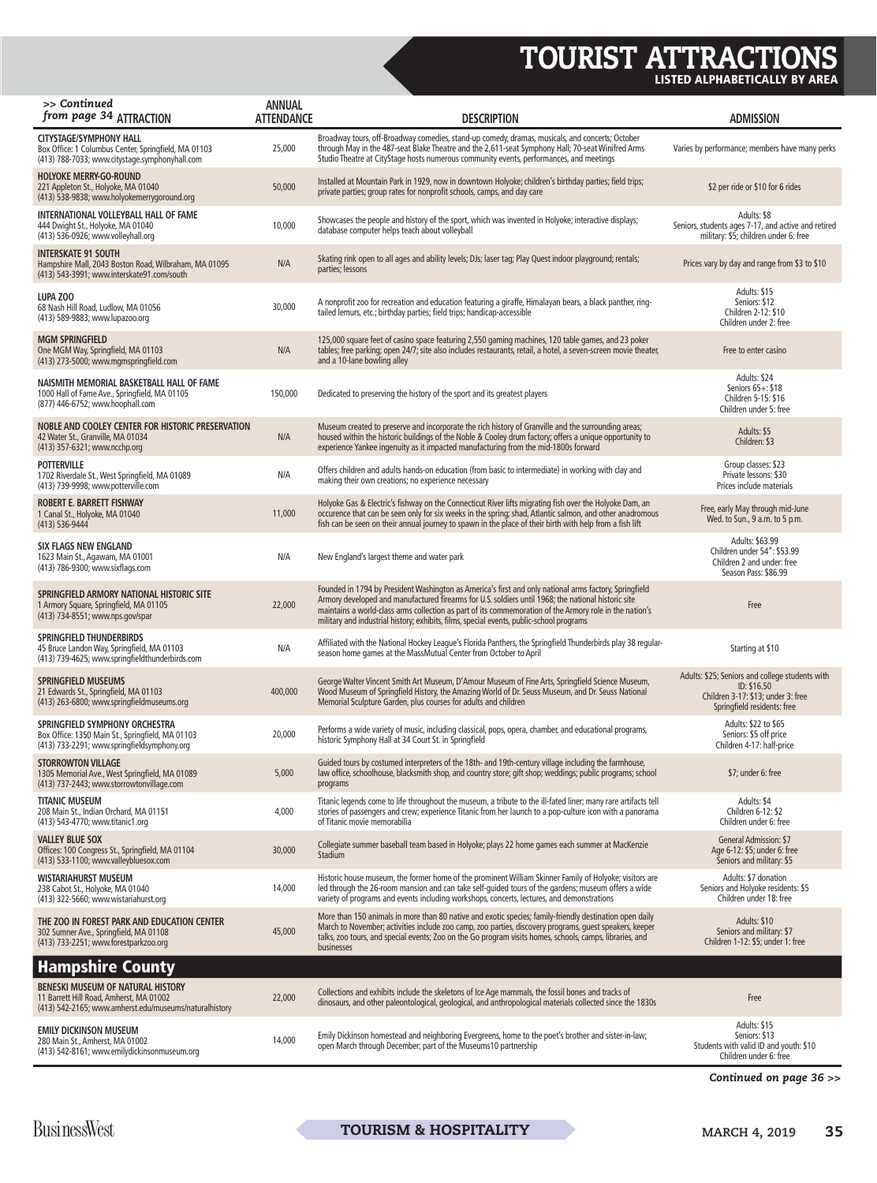# TOURIST ATTRACTIONS
**LISTED ALPHABETICALLY BY AREA**

| *>> Continued from page 34* ATTRACTION | ANNUAL ATTENDANCE | DESCRIPTION | ADMISSION |
|---|---|---|---|
| **CITYSTAGE/SYMPHONY HALL**<br>Box Office: 1 Columbus Center, Springfield, MA 01103<br>(413) 788-7033; www.citystage.symphonyhall.com | 25,000 | Broadway tours, off-Broadway comedies, stand-up comedy, dramas, musicals, and concerts; October through May in the 487-seat Blake Theatre and the 2,611-seat Symphony Hall; 70-seat Winifred Arms Studio Theatre at CityStage hosts numerous community events, performances, and meetings | Varies by performance; members have many perks |
| **HOLYOKE MERRY-GO-ROUND**<br>221 Appleton St., Holyoke, MA 01040<br>(413) 538-9838; www.holyokemerrygoround.org | 50,000 | Installed at Mountain Park in 1929, now in downtown Holyoke; children's birthday parties; field trips; private parties; group rates for nonprofit schools, camps, and day care | $2 per ride or $10 for 6 rides |
| **INTERNATIONAL VOLLEYBALL HALL OF FAME**<br>444 Dwight St., Holyoke, MA 01040<br>(413) 536-0926; www.volleyhall.org | 10,000 | Showcases the people and history of the sport, which was invented in Holyoke; interactive displays; database computer helps teach about volleyball | Adults: $8<br>Seniors, students ages 7-17, and active and retired military: $5; children under 6: free |
| **INTERSKATE 91 SOUTH**<br>Hampshire Mall, 2043 Boston Road, Wilbraham, MA 01095<br>(413) 543-3991; www.interskate91.com/south | N/A | Skating rink open to all ages and ability levels; DJs; laser tag; Play Quest indoor playground; rentals; parties; lessons | Prices vary by day and range from $3 to $10 |
| **LUPA ZOO**<br>68 Nash Hill Road, Ludlow, MA 01056<br>(413) 589-9883; www.lupazoo.org | 30,000 | A nonprofit zoo for recreation and education featuring a giraffe, Himalayan bears, a black panther, ring-tailed lemurs, etc.; birthday parties; field trips; handicap-accessible | Adults: $15<br>Seniors: $12<br>Children 2-12: $10<br>Children under 2: free |
| **MGM SPRINGFIELD**<br>One MGM Way, Springfield, MA 01103<br>(413) 273-5000; www.mgmspringfield.com | N/A | 125,000 square feet of casino space featuring 2,550 gaming machines, 120 table games, and 23 poker tables; free parking; open 24/7; site also includes restaurants, retail, a hotel, a seven-screen movie theater, and a 10-lane bowling alley | Free to enter casino |
| **NAISMITH MEMORIAL BASKETBALL HALL OF FAME**<br>1000 Hall of Fame Ave., Springfield, MA 01105<br>(877) 446-6752; www.hoophall.com | 150,000 | Dedicated to preserving the history of the sport and its greatest players | Adults: $24<br>Seniors 65+: $18<br>Children 5-15: $16<br>Children under 5: free |
| **NOBLE AND COOLEY CENTER FOR HISTORIC PRESERVATION**<br>42 Water St., Granville, MA 01034<br>(413) 357-6321; www.ncchp.org | N/A | Museum created to preserve and incorporate the rich history of Granville and the surrounding areas; housed within the historic buildings of the Noble & Cooley drum factory; offers a unique opportunity to experience Yankee ingenuity as it impacted manufacturing from the mid-1800s forward | Adults: $5<br>Children: $3 |
| **POTTERVILLE**<br>1702 Riverdale St., West Springfield, MA 01089<br>(413) 739-9998; www.potterville.com | N/A | Offers children and adults hands-on education (from basic to intermediate) in working with clay and making their own creations; no experience necessary | Group classes: $23<br>Private lessons: $30<br>Prices include materials |
| **ROBERT E. BARRETT FISHWAY**<br>1 Canal St., Holyoke, MA 01040<br>(413) 536-9444 | 11,000 | Holyoke Gas & Electric's fishway on the Connecticut River lifts migrating fish over the Holyoke Dam, an occurence that can be seen only for six weeks in the spring; shad, Atlantic salmon, and other anadromous fish can be seen on their annual journey to spawn in the place of their birth with help from a fish lift | Free, early May through mid-June<br>Wed. to Sun., 9 a.m. to 5 p.m. |
| **SIX FLAGS NEW ENGLAND**<br>1623 Main St., Agawam, MA 01001<br>(413) 786-9300; www.sixflags.com | N/A | New England's largest theme and water park | Adults: $63.99<br>Children under 54": $53.99<br>Children 2 and under: free<br>Season Pass: $86.99 |
| **SPRINGFIELD ARMORY NATIONAL HISTORIC SITE**<br>1 Armory Square, Springfield, MA 01105<br>(413) 734-8551; www.nps.gov/spar | 22,000 | Founded in 1794 by President Washington as America's first and only national arms factory, Springfield Armory developed and manufactured firearms for U.S. soldiers until 1968; the national historic site maintains a world-class arms collection as part of its commemoration of the Armory role in the nation's military and industrial history; exhibits, films, special events, public-school programs | Free |
| **SPRINGFIELD THUNDERBIRDS**<br>45 Bruce Landon Way, Springfield, MA 01103<br>(413) 739-4625; www.springfieldthunderbirds.com | N/A | Affiliated with the National Hockey League's Florida Panthers, the Springfield Thunderbirds play 38 regular-season home games at the MassMutual Center from October to April | Starting at $10 |
| **SPRINGFIELD MUSEUMS**<br>21 Edwards St., Springfield, MA 01103<br>(413) 263-6800; www.springfieldmuseums.org | 400,000 | George Walter Vincent Smith Art Museum, D'Amour Museum of Fine Arts, Springfield Science Museum, Wood Museum of Springfield History, the Amazing World of Dr. Seuss Museum, and Dr. Seuss National Memorial Sculpture Garden, plus courses for adults and children | Adults: $25; Seniors and college students with ID: $16.50<br>Children 3-17: $13; under 3: free<br>Springfield residents: free |
| **SPRINGFIELD SYMPHONY ORCHESTRA**<br>Box Office: 1350 Main St., Springfield, MA 01103<br>(413) 733-2291; www.springfieldsymphony.org | 20,000 | Performs a wide variety of music, including classical, pops, opera, chamber, and educational programs, historic Symphony Hall at 34 Court St. in Springfield | Adults: $22 to $65<br>Seniors: $5 off price<br>Children 4-17: half-price |
| **STORROWTON VILLAGE**<br>1305 Memorial Ave., West Springfield, MA 01089<br>(413) 737-2443; www.storrowtonvillage.com | 5,000 | Guided tours by costumed interpreters of the 18th- and 19th-century village including the farmhouse, law office, schoolhouse, blacksmith shop, and country store; gift shop; weddings; public programs; school programs | $7; under 6: free |
| **TITANIC MUSEUM**<br>208 Main St., Indian Orchard, MA 01151<br>(413) 543-4770; www.titanic1.org | 4,000 | Titanic legends come to life throughout the museum, a tribute to the ill-fated liner; many rare artifacts tell stories of passengers and crew; experience Titanic from her launch to a pop-culture icon with a panorama of Titanic movie memorabilia | Adults: $4<br>Children 6-12: $2<br>Children under 6: free |
| **VALLEY BLUE SOX**<br>Offices: 100 Congress St., Springfield, MA 01104<br>(413) 533-1100; www.valleybluesox.com | 30,000 | Collegiate summer baseball team based in Holyoke; plays 22 home games each summer at MacKenzie Stadium | General Admission: $7<br>Age 6-12: $5; under 6: free<br>Seniors and military: $5 |
| **WISTARIAHURST MUSEUM**<br>238 Cabot St., Holyoke, MA 01040<br>(413) 322-5660; www.wistariahurst.org | 14,000 | Historic house museum, the former home of the prominent William Skinner Family of Holyoke; visitors are led through the 26-room mansion and can take self-guided tours of the gardens; museum offers a wide variety of programs and events including workshops, concerts, lectures, and demonstrations | Adults: $7 donation<br>Seniors and Holyoke residents: $5<br>Children under 18: free |
| **THE ZOO IN FOREST PARK AND EDUCATION CENTER**<br>302 Sumner Ave., Springfield, MA 01108<br>(413) 733-2251; www.forestparkzoo.org | 45,000 | More than 150 animals in more than 80 native and exotic species; family-friendly destination open daily March to November; activities include zoo camp, zoo parties, discovery programs, guest speakers, keeper talks, zoo tours, and special events; Zoo on the Go program visits homes, schools, camps, libraries, and businesses | Adults: $10<br>Seniors and military: $7<br>Children 1-12: $5; under 1: free |
| **Hampshire County** | | | |
| **BENESKI MUSEUM OF NATURAL HISTORY**<br>11 Barrett Hill Road, Amherst, MA 01002<br>(413) 542-2165; www.amherst.edu/museums/naturalhistory | 22,000 | Collections and exhibits include the skeletons of Ice Age mammals, the fossil bones and tracks of dinosaurs, and other paleontological, geological, and anthropological materials collected since the 1830s | Free |
| **EMILY DICKINSON MUSEUM**<br>280 Main St., Amherst, MA 01002<br>(413) 542-8161; www.emilydickinsonmuseum.org | 14,000 | Emily Dickinson homestead and neighboring Evergreens, home to the poet's brother and sister-in-law; open March through December; part of the Museums10 partnership | Adults: $15<br>Seniors: $13<br>Students with valid ID and youth: $10<br>Children under 6: free |

*Continued on page 36 >>*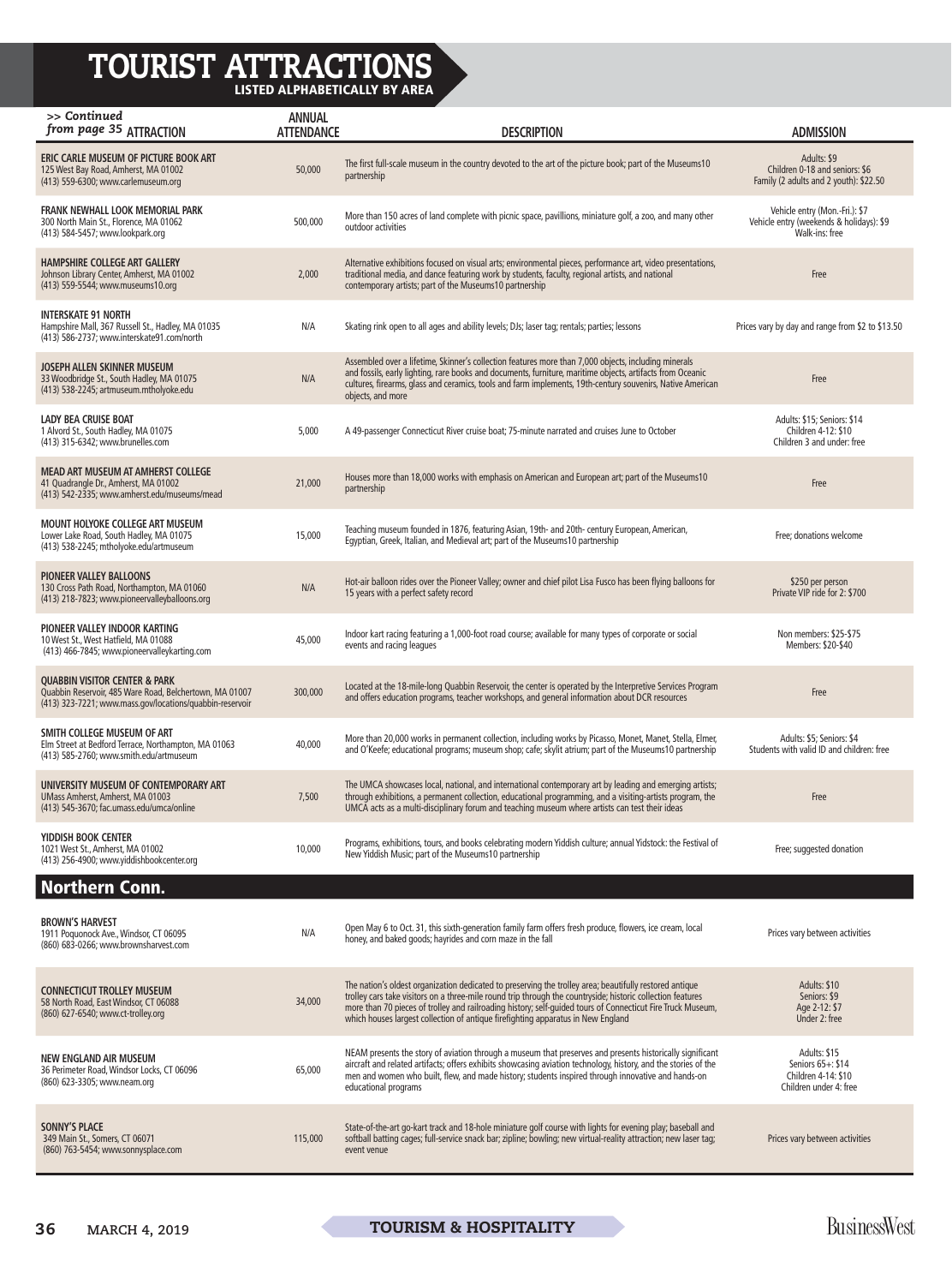# TOURIST ATTRACTIONS

LISTED ALPHABETICALLY BY AREA

| *>> Continued from page 35* ATTRACTION | ANNUAL ATTENDANCE | DESCRIPTION | ADMISSION |
|---|---|---|---|
| **ERIC CARLE MUSEUM OF PICTURE BOOK ART** 125 West Bay Road, Amherst, MA 01002 (413) 559-6300; www.carlemuseum.org | 50,000 | The first full-scale museum in the country devoted to the art of the picture book; part of the Museums10 partnership | Adults: $9 Children 0-18 and seniors: $6 Family (2 adults and 2 youth): $22.50 |
| **FRANK NEWHALL LOOK MEMORIAL PARK** 300 North Main St., Florence, MA 01062 (413) 584-5457; www.lookpark.org | 500,000 | More than 150 acres of land complete with picnic space, pavillions, miniature golf, a zoo, and many other outdoor activities | Vehicle entry (Mon.-Fri.): $7 Vehicle entry (weekends & holidays): $9 Walk-ins: free |
| **HAMPSHIRE COLLEGE ART GALLERY** Johnson Library Center, Amherst, MA 01002 (413) 559-5544; www.museums10.org | 2,000 | Alternative exhibitions focused on visual arts; environmental pieces, performance art, video presentations, traditional media, and dance featuring work by students, faculty, regional artists, and national contemporary artists; part of the Museums10 partnership | Free |
| **INTERSKATE 91 NORTH** Hampshire Mall, 367 Russell St., Hadley, MA 01035 (413) 586-2737; www.interskate91.com/north | N/A | Skating rink open to all ages and ability levels; DJs; laser tag; rentals; parties; lessons | Prices vary by day and range from $2 to $13.50 |
| **JOSEPH ALLEN SKINNER MUSEUM** 33 Woodbridge St., South Hadley, MA 01075 (413) 538-2245; artmuseum.mtholyoke.edu | N/A | Assembled over a lifetime, Skinner's collection features more than 7,000 objects, including minerals and fossils, early lighting, rare books and documents, furniture, maritime objects, artifacts from Oceanic cultures, firearms, glass and ceramics, tools and farm implements, 19th-century souvenirs, Native American objects, and more | Free |
| **LADY BEA CRUISE BOAT** 1 Alvord St., South Hadley, MA 01075 (413) 315-6342; www.brunelles.com | 5,000 | A 49-passenger Connecticut River cruise boat; 75-minute narrated and cruises June to October | Adults: $15; Seniors: $14 Children 4-12: $10 Children 3 and under: free |
| **MEAD ART MUSEUM AT AMHERST COLLEGE** 41 Quadrangle Dr., Amherst, MA 01002 (413) 542-2335; www.amherst.edu/museums/mead | 21,000 | Houses more than 18,000 works with emphasis on American and European art; part of the Museums10 partnership | Free |
| **MOUNT HOLYOKE COLLEGE ART MUSEUM** Lower Lake Road, South Hadley, MA 01075 (413) 538-2245; mtholyoke.edu/artmuseum | 15,000 | Teaching museum founded in 1876, featuring Asian, 19th- and 20th- century European, American, Egyptian, Greek, Italian, and Medieval art; part of the Museums10 partnership | Free; donations welcome |
| **PIONEER VALLEY BALLOONS** 130 Cross Path Road, Northampton, MA 01060 (413) 218-7823; www.pioneervalleyballoons.org | N/A | Hot-air balloon rides over the Pioneer Valley; owner and chief pilot Lisa Fusco has been flying balloons for 15 years with a perfect safety record | $250 per person Private VIP ride for 2: $700 |
| **PIONEER VALLEY INDOOR KARTING** 10 West St., West Hatfield, MA 01088 (413) 466-7845; www.pioneervalleykarting.com | 45,000 | Indoor kart racing featuring a 1,000-foot road course; available for many types of corporate or social events and racing leagues | Non members: $25-$75 Members: $20-$40 |
| **QUABBIN VISITOR CENTER & PARK** Quabbin Reservoir, 485 Ware Road, Belchertown, MA 01007 (413) 323-7221; www.mass.gov/locations/quabbin-reservoir | 300,000 | Located at the 18-mile-long Quabbin Reservoir, the center is operated by the Interpretive Services Program and offers education programs, teacher workshops, and general information about DCR resources | Free |
| **SMITH COLLEGE MUSEUM OF ART** Elm Street at Bedford Terrace, Northampton, MA 01063 (413) 585-2760; www.smith.edu/artmuseum | 40,000 | More than 20,000 works in permanent collection, including works by Picasso, Monet, Manet, Stella, Elmer, and O'Keefe; educational programs; museum shop; cafe; skylit atrium; part of the Museums10 partnership | Adults: $5; Seniors: $4 Students with valid ID and children: free |
| **UNIVERSITY MUSEUM OF CONTEMPORARY ART** UMass Amherst, Amherst, MA 01003 (413) 545-3670; fac.umass.edu/umca/online | 7,500 | The UMCA showcases local, national, and international contemporary art by leading and emerging artists; through exhibitions, a permanent collection, educational programming, and a visiting-artists program, the UMCA acts as a multi-disciplinary forum and teaching museum where artists can test their ideas | Free |
| **YIDDISH BOOK CENTER** 1021 West St., Amherst, MA 01002 (413) 256-4900; www.yiddishbookcenter.org | 10,000 | Programs, exhibitions, tours, and books celebrating modern Yiddish culture; annual Yidstock: the Festival of New Yiddish Music; part of the Museums10 partnership | Free; suggested donation |
| **Northern Conn.** | | | |
| **BROWN'S HARVEST** 1911 Poquonock Ave., Windsor, CT 06095 (860) 683-0266; www.brownsharvest.com | N/A | Open May 6 to Oct. 31, this sixth-generation family farm offers fresh produce, flowers, ice cream, local honey, and baked goods; hayrides and corn maze in the fall | Prices vary between activities |
| **CONNECTICUT TROLLEY MUSEUM** 58 North Road, East Windsor, CT 06088 (860) 627-6540; www.ct-trolley.org | 34,000 | The nation's oldest organization dedicated to preserving the trolley area; beautifully restored antique trolley cars take visitors on a three-mile round trip through the countryside; historic collection features more than 70 pieces of trolley and railroading history; self-guided tours of Connecticut Fire Truck Museum, which houses largest collection of antique firefighting apparatus in New England | Adults: $10 Seniors: $9 Age 2-12: $7 Under 2: free |
| **NEW ENGLAND AIR MUSEUM** 36 Perimeter Road, Windsor Locks, CT 06096 (860) 623-3305; www.neam.org | 65,000 | NEAM presents the story of aviation through a museum that preserves and presents historically significant aircraft and related artifacts; offers exhibits showcasing aviation technology, history, and the stories of the men and women who built, flew, and made history; students inspired through innovative and hands-on educational programs | Adults: $15 Seniors 65+: $14 Children 4-14: $10 Children under 4: free |
| **SONNY'S PLACE** 349 Main St., Somers, CT 06071 (860) 763-5454; www.sonnysplace.com | 115,000 | State-of-the-art go-kart track and 18-hole miniature golf course with lights for evening play; baseball and softball batting cages; full-service snack bar; zipline; bowling; new virtual-reality attraction; new laser tag; event venue | Prices vary between activities |